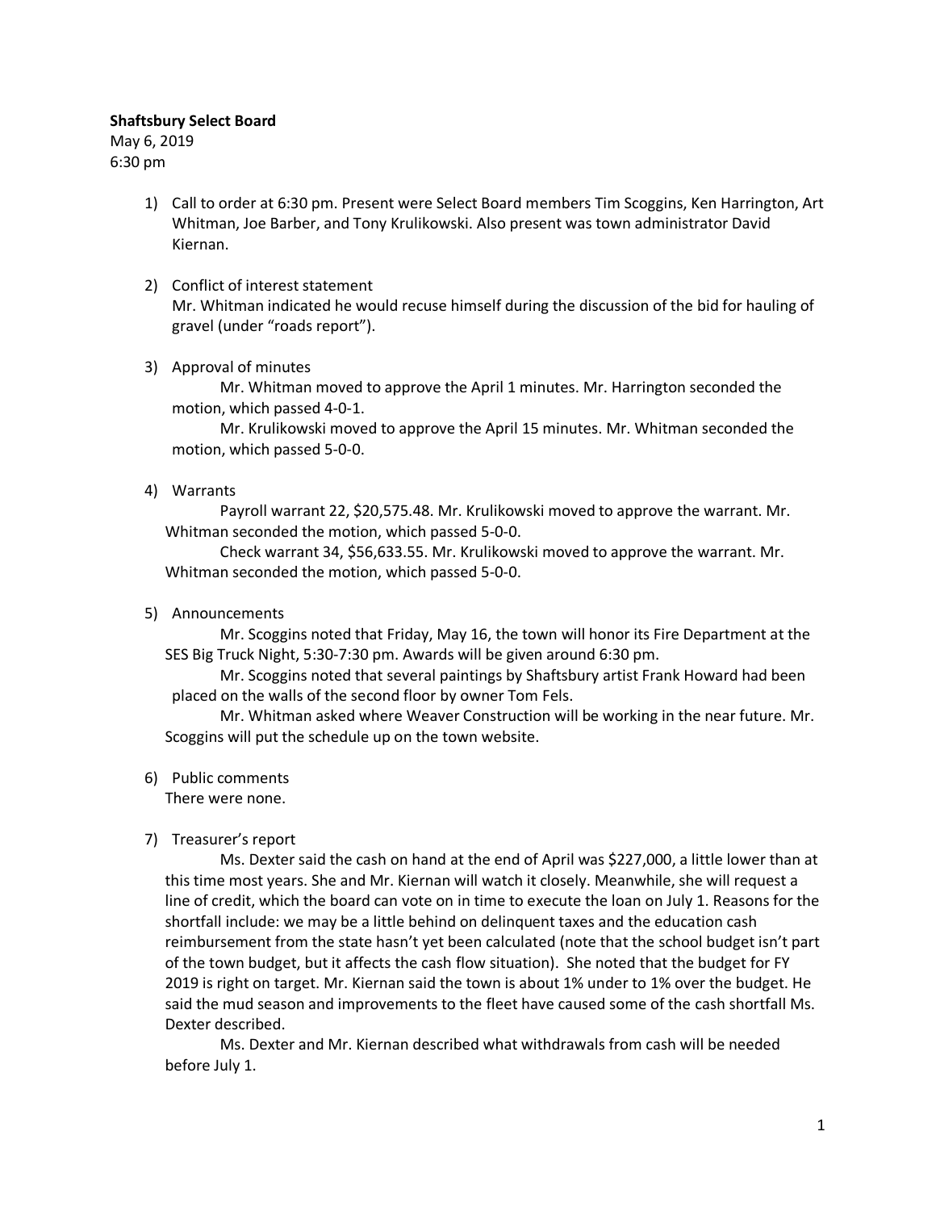**Shaftsbury Select Board**

May 6, 2019

6:30 pm

1) Call to order at 6:30 pm. Present were Select Board members Tim Scoggins, Ken Harrington, Art Whitman, Joe Barber, and Tony Krulikowski. Also present was town administrator David Kiernan.

2) Conflict of interest statement

   Mr. Whitman indicated he would recuse himself during the discussion of the bid for hauling of gravel (under "roads report").

3) Approval of minutes

   Mr. Whitman moved to approve the April 1 minutes. Mr. Harrington seconded the motion, which passed 4-0-1.

   Mr. Krulikowski moved to approve the April 15 minutes. Mr. Whitman seconded the motion, which passed 5-0-0.

4) Warrants

   Payroll warrant 22, $20,575.48. Mr. Krulikowski moved to approve the warrant. Mr. Whitman seconded the motion, which passed 5-0-0.

   Check warrant 34, $56,633.55. Mr. Krulikowski moved to approve the warrant. Mr. Whitman seconded the motion, which passed 5-0-0.

5) Announcements

   Mr. Scoggins noted that Friday, May 16, the town will honor its Fire Department at the SES Big Truck Night, 5:30-7:30 pm. Awards will be given around 6:30 pm.

   Mr. Scoggins noted that several paintings by Shaftsbury artist Frank Howard had been placed on the walls of the second floor by owner Tom Fels.

   Mr. Whitman asked where Weaver Construction will be working in the near future. Mr. Scoggins will put the schedule up on the town website.

6) Public comments

   There were none.

7) Treasurer's report

   Ms. Dexter said the cash on hand at the end of April was $227,000, a little lower than at this time most years. She and Mr. Kiernan will watch it closely. Meanwhile, she will request a line of credit, which the board can vote on in time to execute the loan on July 1. Reasons for the shortfall include: we may be a little behind on delinquent taxes and the education cash reimbursement from the state hasn't yet been calculated (note that the school budget isn't part of the town budget, but it affects the cash flow situation). She noted that the budget for FY 2019 is right on target. Mr. Kiernan said the town is about 1% under to 1% over the budget. He said the mud season and improvements to the fleet have caused some of the cash shortfall Ms. Dexter described.

   Ms. Dexter and Mr. Kiernan described what withdrawals from cash will be needed before July 1.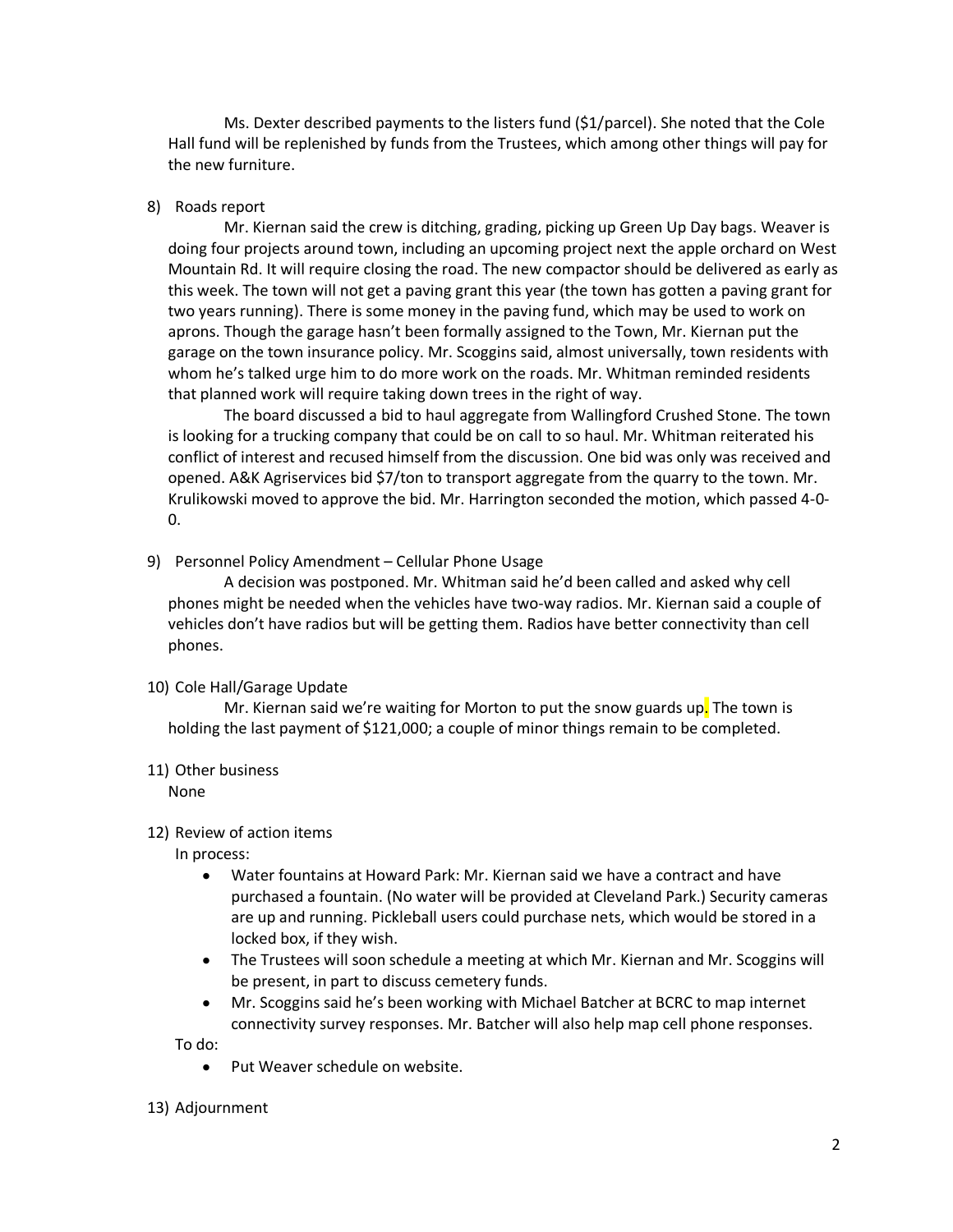Ms. Dexter described payments to the listers fund ($1/parcel). She noted that the Cole Hall fund will be replenished by funds from the Trustees, which among other things will pay for the new furniture.

8) Roads report

Mr. Kiernan said the crew is ditching, grading, picking up Green Up Day bags. Weaver is doing four projects around town, including an upcoming project next the apple orchard on West Mountain Rd. It will require closing the road. The new compactor should be delivered as early as this week. The town will not get a paving grant this year (the town has gotten a paving grant for two years running). There is some money in the paving fund, which may be used to work on aprons. Though the garage hasn't been formally assigned to the Town, Mr. Kiernan put the garage on the town insurance policy. Mr. Scoggins said, almost universally, town residents with whom he's talked urge him to do more work on the roads. Mr. Whitman reminded residents that planned work will require taking down trees in the right of way.

The board discussed a bid to haul aggregate from Wallingford Crushed Stone. The town is looking for a trucking company that could be on call to so haul. Mr. Whitman reiterated his conflict of interest and recused himself from the discussion. One bid was only was received and opened. A&K Agriservices bid $7/ton to transport aggregate from the quarry to the town. Mr. Krulikowski moved to approve the bid. Mr. Harrington seconded the motion, which passed 4-0-0.

9) Personnel Policy Amendment – Cellular Phone Usage

A decision was postponed. Mr. Whitman said he'd been called and asked why cell phones might be needed when the vehicles have two-way radios. Mr. Kiernan said a couple of vehicles don't have radios but will be getting them. Radios have better connectivity than cell phones.

10) Cole Hall/Garage Update

Mr. Kiernan said we're waiting for Morton to put the snow guards up. The town is holding the last payment of $121,000; a couple of minor things remain to be completed.

11) Other business

None

12) Review of action items

In process:

- Water fountains at Howard Park: Mr. Kiernan said we have a contract and have purchased a fountain. (No water will be provided at Cleveland Park.) Security cameras are up and running. Pickleball users could purchase nets, which would be stored in a locked box, if they wish.
- The Trustees will soon schedule a meeting at which Mr. Kiernan and Mr. Scoggins will be present, in part to discuss cemetery funds.
- Mr. Scoggins said he's been working with Michael Batcher at BCRC to map internet connectivity survey responses. Mr. Batcher will also help map cell phone responses.

To do:

- Put Weaver schedule on website.

13) Adjournment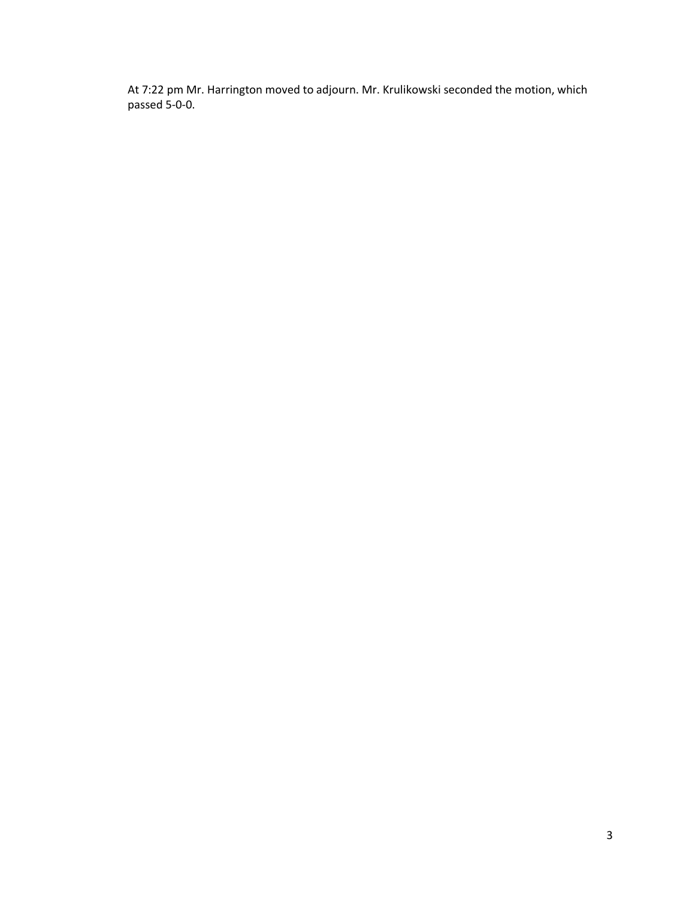At 7:22 pm Mr. Harrington moved to adjourn. Mr. Krulikowski seconded the motion, which passed 5-0-0.